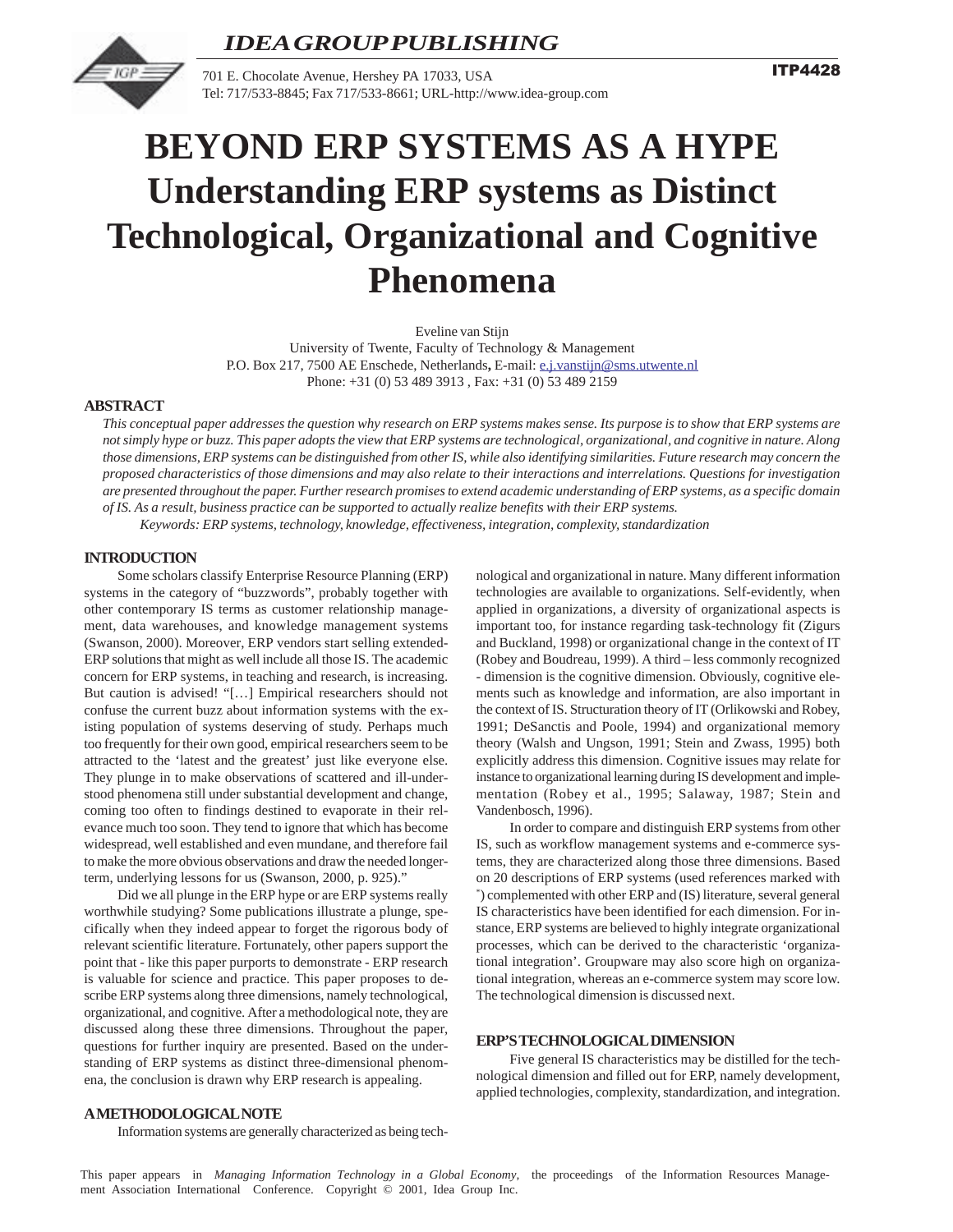# BEYOND ERP SYSTEMS AS A HYPE

## Understanding ERP systems as Distinct Technological, Organizational and Cognitive Phenomena

Eveline van Stijn
University of Twente, Faculty of Technology & Management
P.O. Box 217, 7500 AE Enschede, Netherlands, E-mail: e.j.vanstijn@sms.utwente.nl
Phone: +31 (0) 53 489 3913 , Fax: +31 (0) 53 489 2159

### ABSTRACT

*This conceptual paper addresses the question why research on ERP systems makes sense. Its purpose is to show that ERP systems are not simply hype or buzz. This paper adopts the view that ERP systems are technological, organizational, and cognitive in nature. Along those dimensions, ERP systems can be distinguished from other IS, while also identifying similarities. Future research may concern the proposed characteristics of those dimensions and may also relate to their interactions and interrelations. Questions for investigation are presented throughout the paper. Further research promises to extend academic understanding of ERP systems, as a specific domain of IS. As a result, business practice can be supported to actually realize benefits with their ERP systems.*

*Keywords: ERP systems, technology, knowledge, effectiveness, integration, complexity, standardization*

### INTRODUCTION

Some scholars classify Enterprise Resource Planning (ERP) systems in the category of "buzzwords", probably together with other contemporary IS terms as customer relationship management, data warehouses, and knowledge management systems (Swanson, 2000). Moreover, ERP vendors start selling extended-ERP solutions that might as well include all those IS. The academic concern for ERP systems, in teaching and research, is increasing. But caution is advised! "[…] Empirical researchers should not confuse the current buzz about information systems with the existing population of systems deserving of study. Perhaps much too frequently for their own good, empirical researchers seem to be attracted to the 'latest and the greatest' just like everyone else. They plunge in to make observations of scattered and ill-understood phenomena still under substantial development and change, coming too often to findings destined to evaporate in their relevance much too soon. They tend to ignore that which has become widespread, well established and even mundane, and therefore fail to make the more obvious observations and draw the needed longer-term, underlying lessons for us (Swanson, 2000, p. 925)."

Did we all plunge in the ERP hype or are ERP systems really worthwhile studying? Some publications illustrate a plunge, specifically when they indeed appear to forget the rigorous body of relevant scientific literature. Fortunately, other papers support the point that - like this paper purports to demonstrate - ERP research is valuable for science and practice. This paper proposes to describe ERP systems along three dimensions, namely technological, organizational, and cognitive. After a methodological note, they are discussed along these three dimensions. Throughout the paper, questions for further inquiry are presented. Based on the understanding of ERP systems as distinct three-dimensional phenomena, the conclusion is drawn why ERP research is appealing.

### A METHODOLOGICAL NOTE

Information systems are generally characterized as being technological and organizational in nature. Many different information technologies are available to organizations. Self-evidently, when applied in organizations, a diversity of organizational aspects is important too, for instance regarding task-technology fit (Zigurs and Buckland, 1998) or organizational change in the context of IT (Robey and Boudreau, 1999). A third – less commonly recognized - dimension is the cognitive dimension. Obviously, cognitive elements such as knowledge and information, are also important in the context of IS. Structuration theory of IT (Orlikowski and Robey, 1991; DeSanctis and Poole, 1994) and organizational memory theory (Walsh and Ungson, 1991; Stein and Zwass, 1995) both explicitly address this dimension. Cognitive issues may relate for instance to organizational learning during IS development and implementation (Robey et al., 1995; Salaway, 1987; Stein and Vandenbosch, 1996).

In order to compare and distinguish ERP systems from other IS, such as workflow management systems and e-commerce systems, they are characterized along those three dimensions. Based on 20 descriptions of ERP systems (used references marked with *) complemented with other ERP and (IS) literature, several general IS characteristics have been identified for each dimension. For instance, ERP systems are believed to highly integrate organizational processes, which can be derived to the characteristic 'organizational integration'. Groupware may also score high on organizational integration, whereas an e-commerce system may score low. The technological dimension is discussed next.

### ERP'S TECHNOLOGICAL DIMENSION

Five general IS characteristics may be distilled for the technological dimension and filled out for ERP, namely development, applied technologies, complexity, standardization, and integration.

This paper appears in *Managing Information Technology in a Global Economy,* the proceedings of the Information Resources Management Association International Conference. Copyright © 2001, Idea Group Inc.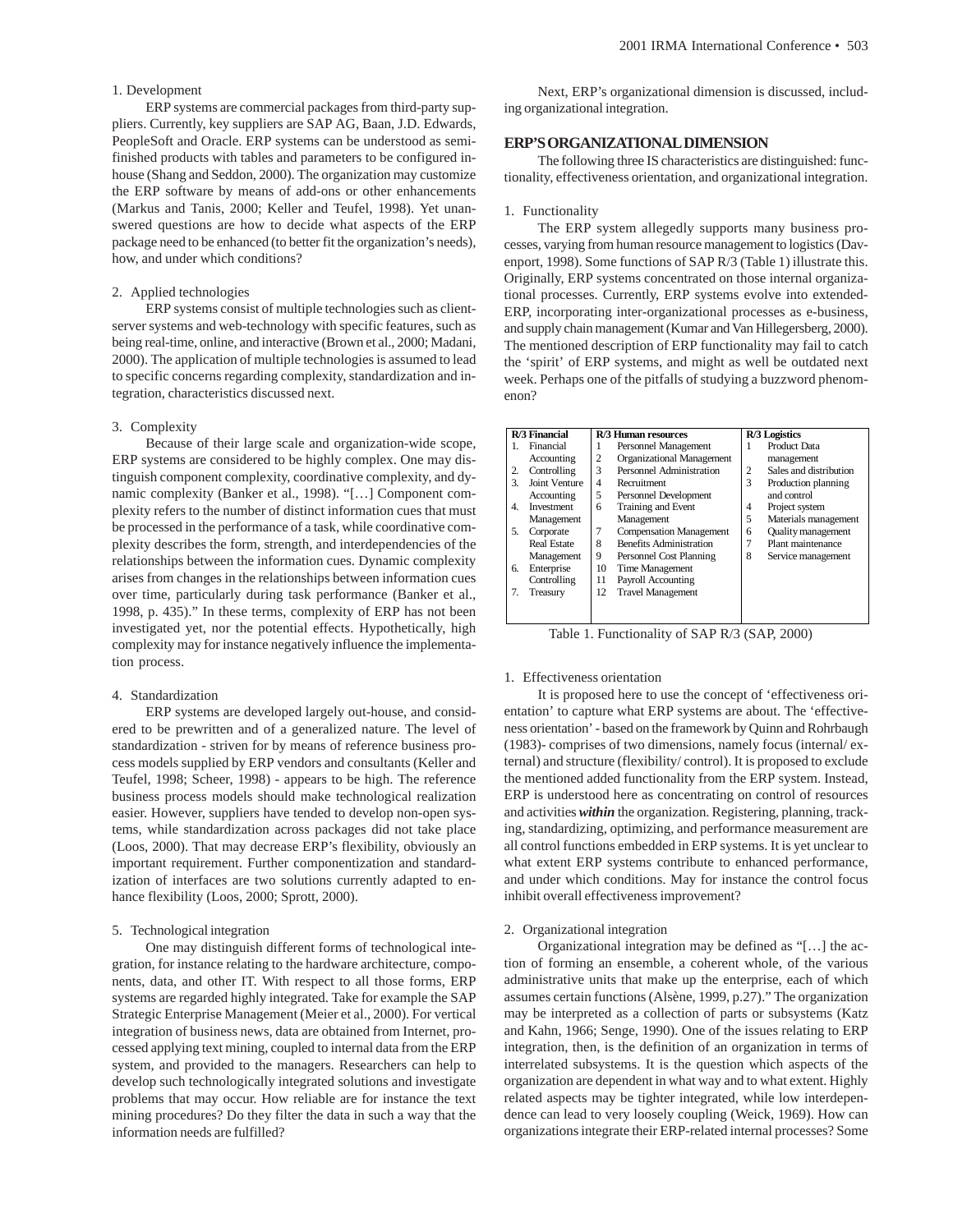1. Development

ERP systems are commercial packages from third-party suppliers. Currently, key suppliers are SAP AG, Baan, J.D. Edwards, PeopleSoft and Oracle. ERP systems can be understood as semi-finished products with tables and parameters to be configured in-house (Shang and Seddon, 2000). The organization may customize the ERP software by means of add-ons or other enhancements (Markus and Tanis, 2000; Keller and Teufel, 1998). Yet unanswered questions are how to decide what aspects of the ERP package need to be enhanced (to better fit the organization's needs), how, and under which conditions?

2. Applied technologies

ERP systems consist of multiple technologies such as client-server systems and web-technology with specific features, such as being real-time, online, and interactive (Brown et al., 2000; Madani, 2000). The application of multiple technologies is assumed to lead to specific concerns regarding complexity, standardization and integration, characteristics discussed next.

3. Complexity

Because of their large scale and organization-wide scope, ERP systems are considered to be highly complex. One may distinguish component complexity, coordinative complexity, and dynamic complexity (Banker et al., 1998). "[…] Component complexity refers to the number of distinct information cues that must be processed in the performance of a task, while coordinative complexity describes the form, strength, and interdependencies of the relationships between the information cues. Dynamic complexity arises from changes in the relationships between information cues over time, particularly during task performance (Banker et al., 1998, p. 435)." In these terms, complexity of ERP has not been investigated yet, nor the potential effects. Hypothetically, high complexity may for instance negatively influence the implementation process.

4. Standardization

ERP systems are developed largely out-house, and considered to be prewritten and of a generalized nature. The level of standardization - striven for by means of reference business process models supplied by ERP vendors and consultants (Keller and Teufel, 1998; Scheer, 1998) - appears to be high. The reference business process models should make technological realization easier. However, suppliers have tended to develop non-open systems, while standardization across packages did not take place (Loos, 2000). That may decrease ERP's flexibility, obviously an important requirement. Further componentization and standardization of interfaces are two solutions currently adapted to enhance flexibility (Loos, 2000; Sprott, 2000).

5. Technological integration

One may distinguish different forms of technological integration, for instance relating to the hardware architecture, components, data, and other IT. With respect to all those forms, ERP systems are regarded highly integrated. Take for example the SAP Strategic Enterprise Management (Meier et al., 2000). For vertical integration of business news, data are obtained from Internet, processed applying text mining, coupled to internal data from the ERP system, and provided to the managers. Researchers can help to develop such technologically integrated solutions and investigate problems that may occur. How reliable are for instance the text mining procedures? Do they filter the data in such a way that the information needs are fulfilled?

Next, ERP's organizational dimension is discussed, including organizational integration.

## ERP'S ORGANIZATIONAL DIMENSION

The following three IS characteristics are distinguished: functionality, effectiveness orientation, and organizational integration.

1. Functionality

The ERP system allegedly supports many business processes, varying from human resource management to logistics (Davenport, 1998). Some functions of SAP R/3 (Table 1) illustrate this. Originally, ERP systems concentrated on those internal organizational processes. Currently, ERP systems evolve into extended-ERP, incorporating inter-organizational processes as e-business, and supply chain management (Kumar and Van Hillegersberg, 2000). The mentioned description of ERP functionality may fail to catch the 'spirit' of ERP systems, and might as well be outdated next week. Perhaps one of the pitfalls of studying a buzzword phenomenon?

| R/3 Financial | R/3 Human resources | R/3 Logistics |
|---|---|---|
| 1. Financial Accounting | 1 Personnel Management | 1 Product Data management |
| 2. Controlling | 2 Organizational Management | 2 Sales and distribution |
| 3. Joint Venture Accounting | 3 Personnel Administration | 3 Production planning and control |
| 4. Investment Management | 4 Recruitment | 4 Project system |
| 5. Corporate Real Estate Management | 5 Personnel Development | 5 Materials management |
| 6. Enterprise Controlling | 6 Training and Event Management | 6 Quality management |
| 7. Treasury | 7 Compensation Management | 7 Plant maintenance |
| | 8 Benefits Administration | 8 Service management |
| | 9 Personnel Cost Planning | |
| | 10 Time Management | |
| | 11 Payroll Accounting | |
| | 12 Travel Management | |

Table 1. Functionality of SAP R/3 (SAP, 2000)

1. Effectiveness orientation

It is proposed here to use the concept of 'effectiveness orientation' to capture what ERP systems are about. The 'effectiveness orientation' - based on the framework by Quinn and Rohrbaugh (1983)- comprises of two dimensions, namely focus (internal/ external) and structure (flexibility/ control). It is proposed to exclude the mentioned added functionality from the ERP system. Instead, ERP is understood here as concentrating on control of resources and activities ***within*** the organization. Registering, planning, tracking, standardizing, optimizing, and performance measurement are all control functions embedded in ERP systems. It is yet unclear to what extent ERP systems contribute to enhanced performance, and under which conditions. May for instance the control focus inhibit overall effectiveness improvement?

2. Organizational integration

Organizational integration may be defined as "[…] the action of forming an ensemble, a coherent whole, of the various administrative units that make up the enterprise, each of which assumes certain functions (Alsène, 1999, p.27)." The organization may be interpreted as a collection of parts or subsystems (Katz and Kahn, 1966; Senge, 1990). One of the issues relating to ERP integration, then, is the definition of an organization in terms of interrelated subsystems. It is the question which aspects of the organization are dependent in what way and to what extent. Highly related aspects may be tighter integrated, while low interdependence can lead to very loosely coupling (Weick, 1969). How can organizations integrate their ERP-related internal processes? Some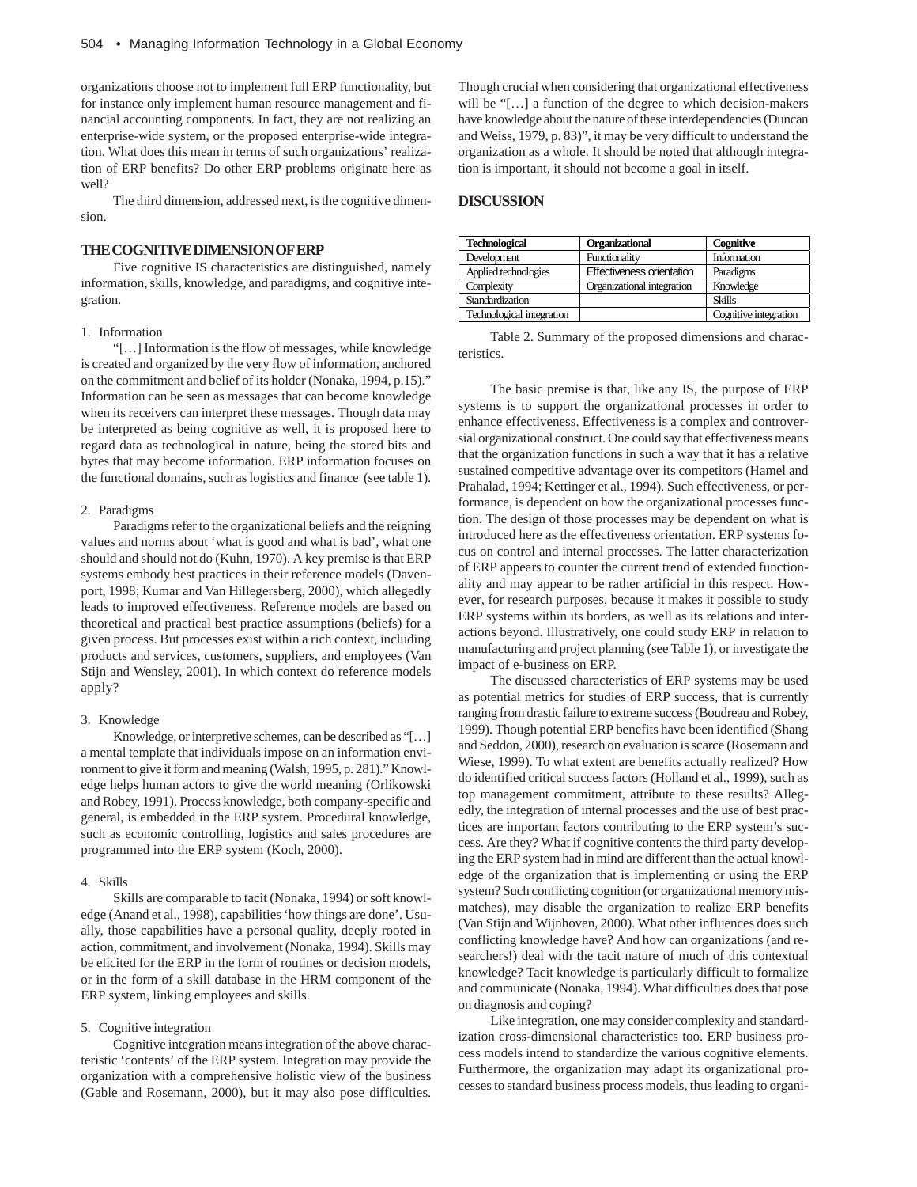organizations choose not to implement full ERP functionality, but for instance only implement human resource management and financial accounting components. In fact, they are not realizing an enterprise-wide system, or the proposed enterprise-wide integration. What does this mean in terms of such organizations' realization of ERP benefits? Do other ERP problems originate here as well?

The third dimension, addressed next, is the cognitive dimension.

## THE COGNITIVE DIMENSION OF ERP

Five cognitive IS characteristics are distinguished, namely information, skills, knowledge, and paradigms, and cognitive integration.

1. Information

"[…] Information is the flow of messages, while knowledge is created and organized by the very flow of information, anchored on the commitment and belief of its holder (Nonaka, 1994, p.15)." Information can be seen as messages that can become knowledge when its receivers can interpret these messages. Though data may be interpreted as being cognitive as well, it is proposed here to regard data as technological in nature, being the stored bits and bytes that may become information. ERP information focuses on the functional domains, such as logistics and finance (see table 1).

2. Paradigms

Paradigms refer to the organizational beliefs and the reigning values and norms about 'what is good and what is bad', what one should and should not do (Kuhn, 1970). A key premise is that ERP systems embody best practices in their reference models (Davenport, 1998; Kumar and Van Hillegersberg, 2000), which allegedly leads to improved effectiveness. Reference models are based on theoretical and practical best practice assumptions (beliefs) for a given process. But processes exist within a rich context, including products and services, customers, suppliers, and employees (Van Stijn and Wensley, 2001). In which context do reference models apply?

3. Knowledge

Knowledge, or interpretive schemes, can be described as "[…] a mental template that individuals impose on an information environment to give it form and meaning (Walsh, 1995, p. 281)." Knowledge helps human actors to give the world meaning (Orlikowski and Robey, 1991). Process knowledge, both company-specific and general, is embedded in the ERP system. Procedural knowledge, such as economic controlling, logistics and sales procedures are programmed into the ERP system (Koch, 2000).

4. Skills

Skills are comparable to tacit (Nonaka, 1994) or soft knowledge (Anand et al., 1998), capabilities 'how things are done'. Usually, those capabilities have a personal quality, deeply rooted in action, commitment, and involvement (Nonaka, 1994). Skills may be elicited for the ERP in the form of routines or decision models, or in the form of a skill database in the HRM component of the ERP system, linking employees and skills.

5. Cognitive integration

Cognitive integration means integration of the above characteristic 'contents' of the ERP system. Integration may provide the organization with a comprehensive holistic view of the business (Gable and Rosemann, 2000), but it may also pose difficulties. Though crucial when considering that organizational effectiveness will be "[…] a function of the degree to which decision-makers have knowledge about the nature of these interdependencies (Duncan and Weiss, 1979, p. 83)", it may be very difficult to understand the organization as a whole. It should be noted that although integration is important, it should not become a goal in itself.

## DISCUSSION

| Technological | Organizational | Cognitive |
|---|---|---|
| Development | Functionality | Information |
| Applied technologies | Effectiveness orientation | Paradigms |
| Complexity | Organizational integration | Knowledge |
| Standardization | | Skills |
| Technological integration | | Cognitive integration |

Table 2. Summary of the proposed dimensions and characteristics.

The basic premise is that, like any IS, the purpose of ERP systems is to support the organizational processes in order to enhance effectiveness. Effectiveness is a complex and controversial organizational construct. One could say that effectiveness means that the organization functions in such a way that it has a relative sustained competitive advantage over its competitors (Hamel and Prahalad, 1994; Kettinger et al., 1994). Such effectiveness, or performance, is dependent on how the organizational processes function. The design of those processes may be dependent on what is introduced here as the effectiveness orientation. ERP systems focus on control and internal processes. The latter characterization of ERP appears to counter the current trend of extended functionality and may appear to be rather artificial in this respect. However, for research purposes, because it makes it possible to study ERP systems within its borders, as well as its relations and interactions beyond. Illustratively, one could study ERP in relation to manufacturing and project planning (see Table 1), or investigate the impact of e-business on ERP.

The discussed characteristics of ERP systems may be used as potential metrics for studies of ERP success, that is currently ranging from drastic failure to extreme success (Boudreau and Robey, 1999). Though potential ERP benefits have been identified (Shang and Seddon, 2000), research on evaluation is scarce (Rosemann and Wiese, 1999). To what extent are benefits actually realized? How do identified critical success factors (Holland et al., 1999), such as top management commitment, attribute to these results? Allegedly, the integration of internal processes and the use of best practices are important factors contributing to the ERP system's success. Are they? What if cognitive contents the third party developing the ERP system had in mind are different than the actual knowledge of the organization that is implementing or using the ERP system? Such conflicting cognition (or organizational memory mismatches), may disable the organization to realize ERP benefits (Van Stijn and Wijnhoven, 2000). What other influences does such conflicting knowledge have? And how can organizations (and researchers!) deal with the tacit nature of much of this contextual knowledge? Tacit knowledge is particularly difficult to formalize and communicate (Nonaka, 1994). What difficulties does that pose on diagnosis and coping?

Like integration, one may consider complexity and standardization cross-dimensional characteristics too. ERP business process models intend to standardize the various cognitive elements. Furthermore, the organization may adapt its organizational processes to standard business process models, thus leading to organi-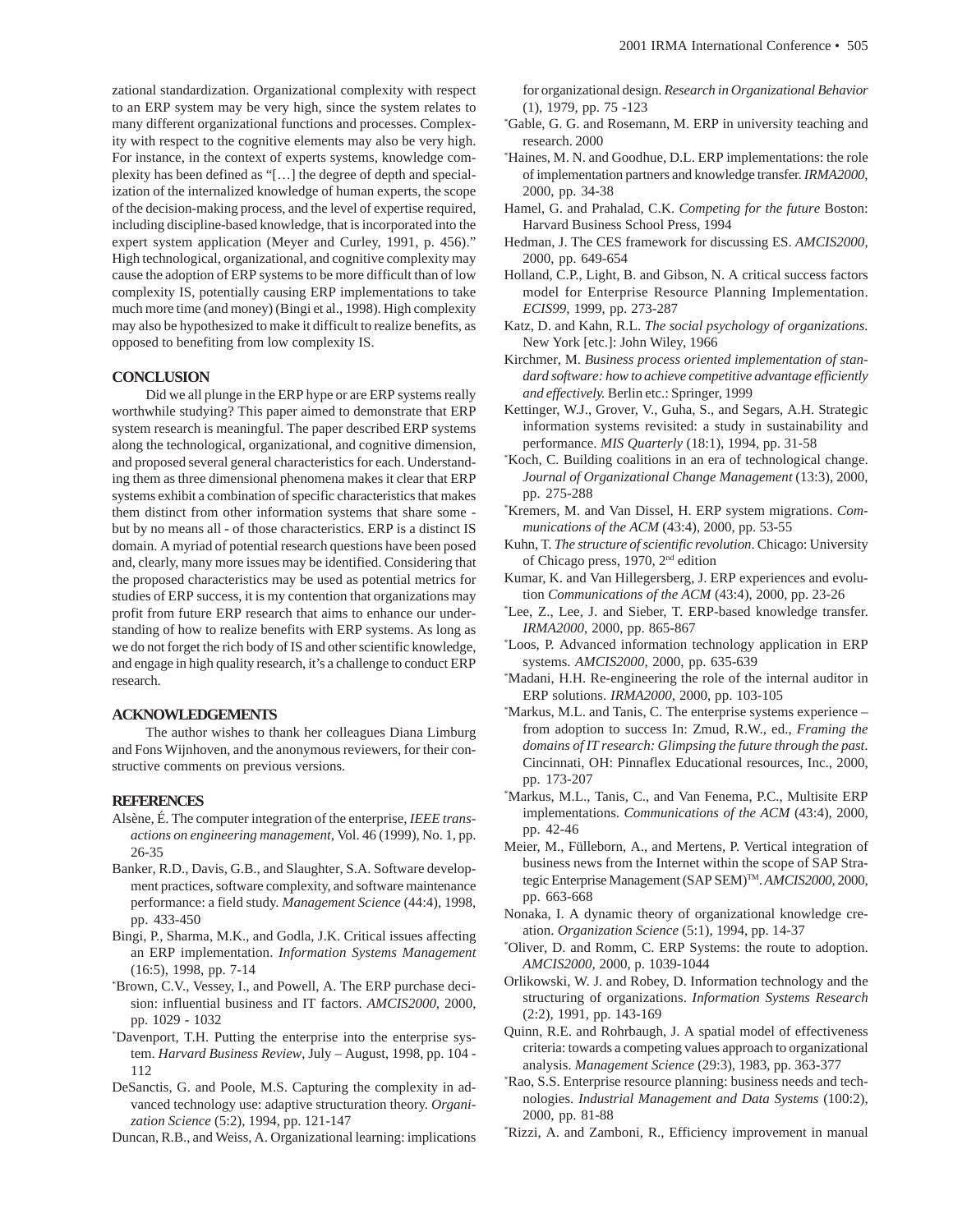zational standardization. Organizational complexity with respect to an ERP system may be very high, since the system relates to many different organizational functions and processes. Complexity with respect to the cognitive elements may also be very high. For instance, in the context of experts systems, knowledge complexity has been defined as "[…] the degree of depth and specialization of the internalized knowledge of human experts, the scope of the decision-making process, and the level of expertise required, including discipline-based knowledge, that is incorporated into the expert system application (Meyer and Curley, 1991, p. 456)." High technological, organizational, and cognitive complexity may cause the adoption of ERP systems to be more difficult than of low complexity IS, potentially causing ERP implementations to take much more time (and money) (Bingi et al., 1998). High complexity may also be hypothesized to make it difficult to realize benefits, as opposed to benefiting from low complexity IS.

## CONCLUSION

Did we all plunge in the ERP hype or are ERP systems really worthwhile studying? This paper aimed to demonstrate that ERP system research is meaningful. The paper described ERP systems along the technological, organizational, and cognitive dimension, and proposed several general characteristics for each. Understanding them as three dimensional phenomena makes it clear that ERP systems exhibit a combination of specific characteristics that makes them distinct from other information systems that share some - but by no means all - of those characteristics. ERP is a distinct IS domain. A myriad of potential research questions have been posed and, clearly, many more issues may be identified. Considering that the proposed characteristics may be used as potential metrics for studies of ERP success, it is my contention that organizations may profit from future ERP research that aims to enhance our understanding of how to realize benefits with ERP systems. As long as we do not forget the rich body of IS and other scientific knowledge, and engage in high quality research, it's a challenge to conduct ERP research.

## ACKNOWLEDGEMENTS

The author wishes to thank her colleagues Diana Limburg and Fons Wijnhoven, and the anonymous reviewers, for their constructive comments on previous versions.

## REFERENCES

Alsène, É. The computer integration of the enterprise, *IEEE transactions on engineering management*, Vol. 46 (1999), No. 1, pp. 26-35

Banker, R.D., Davis, G.B., and Slaughter, S.A. Software development practices, software complexity, and software maintenance performance: a field study. *Management Science* (44:4), 1998, pp. 433-450

Bingi, P., Sharma, M.K., and Godla, J.K. Critical issues affecting an ERP implementation. *Information Systems Management* (16:5), 1998, pp. 7-14

*Brown, C.V., Vessey, I., and Powell, A. The ERP purchase decision: influential business and IT factors. *AMCIS2000*, 2000, pp. 1029 - 1032

*Davenport, T.H. Putting the enterprise into the enterprise system. *Harvard Business Review*, July – August, 1998, pp. 104 - 112

DeSanctis, G. and Poole, M.S. Capturing the complexity in advanced technology use: adaptive structuration theory. *Organization Science* (5:2), 1994, pp. 121-147

Duncan, R.B., and Weiss, A. Organizational learning: implications for organizational design. *Research in Organizational Behavior* (1), 1979, pp. 75 -123

*Gable, G. G. and Rosemann, M. ERP in university teaching and research. 2000

*Haines, M. N. and Goodhue, D.L. ERP implementations: the role of implementation partners and knowledge transfer. *IRMA2000*, 2000, pp. 34-38

Hamel, G. and Prahalad, C.K. *Competing for the future* Boston: Harvard Business School Press, 1994

Hedman, J. The CES framework for discussing ES. *AMCIS2000*, 2000, pp. 649-654

Holland, C.P., Light, B. and Gibson, N. A critical success factors model for Enterprise Resource Planning Implementation. *ECIS99*, 1999, pp. 273-287

Katz, D. and Kahn, R.L. *The social psychology of organizations.* New York [etc.]: John Wiley, 1966

Kirchmer, M. *Business process oriented implementation of standard software: how to achieve competitive advantage efficiently and effectively.* Berlin etc.: Springer, 1999

Kettinger, W.J., Grover, V., Guha, S., and Segars, A.H. Strategic information systems revisited: a study in sustainability and performance. *MIS Quarterly* (18:1), 1994, pp. 31-58

*Koch, C. Building coalitions in an era of technological change. *Journal of Organizational Change Management* (13:3), 2000, pp. 275-288

*Kremers, M. and Van Dissel, H. ERP system migrations. *Communications of the ACM* (43:4), 2000, pp. 53-55

Kuhn, T. *The structure of scientific revolution*. Chicago: University of Chicago press, 1970, 2nd edition

Kumar, K. and Van Hillegersberg, J. ERP experiences and evolution *Communications of the ACM* (43:4), 2000, pp. 23-26

*Lee, Z., Lee, J. and Sieber, T. ERP-based knowledge transfer. *IRMA2000*, 2000, pp. 865-867

*Loos, P. Advanced information technology application in ERP systems. *AMCIS2000*, 2000, pp. 635-639

*Madani, H.H. Re-engineering the role of the internal auditor in ERP solutions. *IRMA2000*, 2000, pp. 103-105

*Markus, M.L. and Tanis, C. The enterprise systems experience – from adoption to success In: Zmud, R.W., ed., *Framing the domains of IT research: Glimpsing the future through the past*. Cincinnati, OH: Pinnaflex Educational resources, Inc., 2000, pp. 173-207

*Markus, M.L., Tanis, C., and Van Fenema, P.C., Multisite ERP implementations. *Communications of the ACM* (43:4), 2000, pp. 42-46

Meier, M., Fülleborn, A., and Mertens, P. Vertical integration of business news from the Internet within the scope of SAP Strategic Enterprise Management (SAP SEM)TM. *AMCIS2000*, 2000, pp. 663-668

Nonaka, I. A dynamic theory of organizational knowledge creation. *Organization Science* (5:1), 1994, pp. 14-37

*Oliver, D. and Romm, C. ERP Systems: the route to adoption. *AMCIS2000*, 2000, p. 1039-1044

Orlikowski, W. J. and Robey, D. Information technology and the structuring of organizations. *Information Systems Research* (2:2), 1991, pp. 143-169

Quinn, R.E. and Rohrbaugh, J. A spatial model of effectiveness criteria: towards a competing values approach to organizational analysis. *Management Science* (29:3), 1983, pp. 363-377

*Rao, S.S. Enterprise resource planning: business needs and technologies. *Industrial Management and Data Systems* (100:2), 2000, pp. 81-88

*Rizzi, A. and Zamboni, R., Efficiency improvement in manual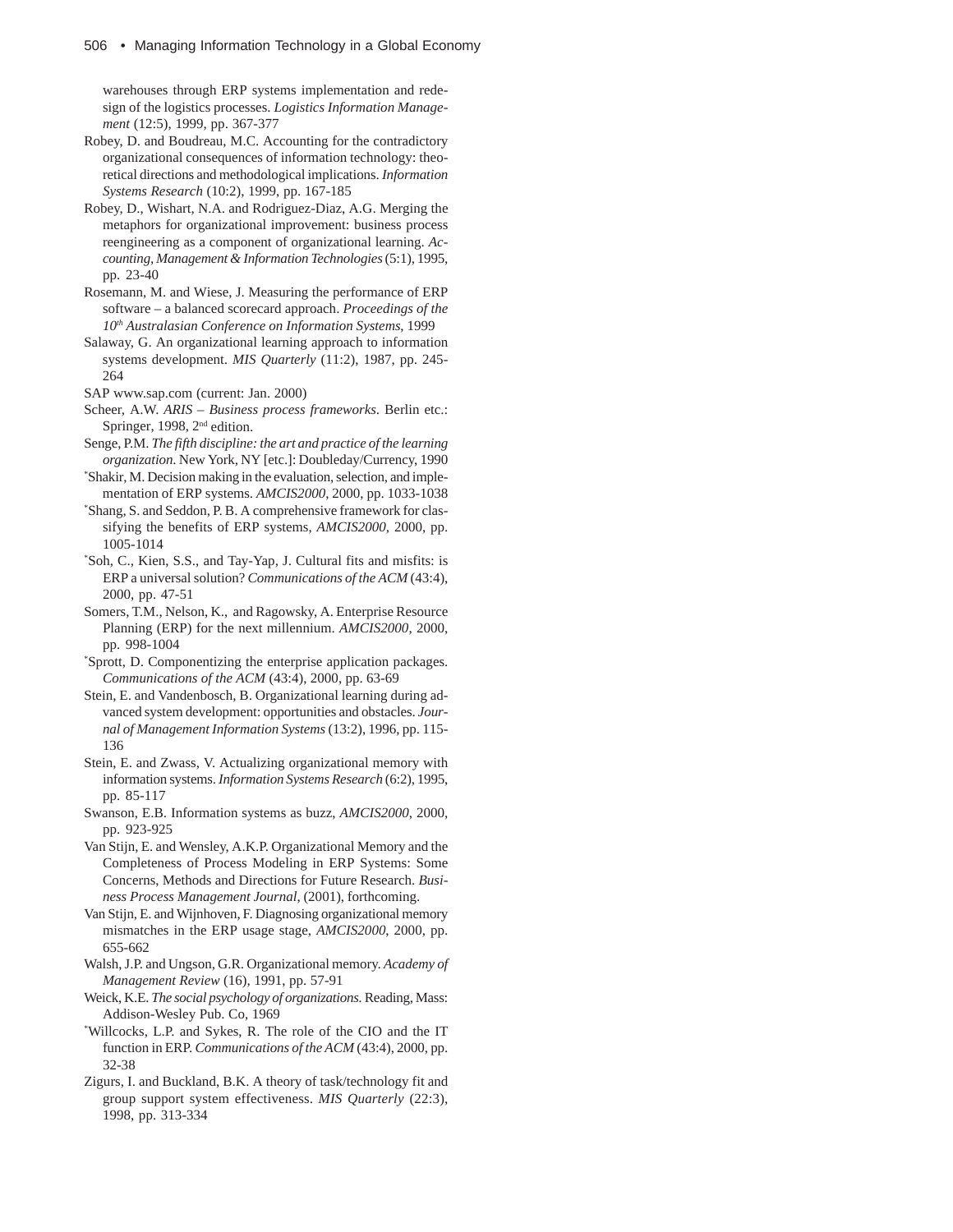warehouses through ERP systems implementation and redesign of the logistics processes. *Logistics Information Management* (12:5), 1999, pp. 367-377

Robey, D. and Boudreau, M.C. Accounting for the contradictory organizational consequences of information technology: theoretical directions and methodological implications. *Information Systems Research* (10:2), 1999, pp. 167-185

Robey, D., Wishart, N.A. and Rodriguez-Diaz, A.G. Merging the metaphors for organizational improvement: business process reengineering as a component of organizational learning. *Accounting, Management & Information Technologies* (5:1), 1995, pp. 23-40

Rosemann, M. and Wiese, J. Measuring the performance of ERP software – a balanced scorecard approach. *Proceedings of the 10th Australasian Conference on Information Systems*, 1999

Salaway, G. An organizational learning approach to information systems development. *MIS Quarterly* (11:2), 1987, pp. 245-264

SAP www.sap.com (current: Jan. 2000)

Scheer, A.W. *ARIS – Business process frameworks*. Berlin etc.: Springer, 1998, 2nd edition.

Senge, P.M. *The fifth discipline: the art and practice of the learning organization*. New York, NY [etc.]: Doubleday/Currency, 1990

*Shakir, M. Decision making in the evaluation, selection, and implementation of ERP systems. *AMCIS2000*, 2000, pp. 1033-1038

*Shang, S. and Seddon, P. B. A comprehensive framework for classifying the benefits of ERP systems, *AMCIS2000*, 2000, pp. 1005-1014

*Soh, C., Kien, S.S., and Tay-Yap, J. Cultural fits and misfits: is ERP a universal solution? *Communications of the ACM* (43:4), 2000, pp. 47-51

Somers, T.M., Nelson, K., and Ragowsky, A. Enterprise Resource Planning (ERP) for the next millennium. *AMCIS2000*, 2000, pp. 998-1004

*Sprott, D. Componentizing the enterprise application packages. *Communications of the ACM* (43:4), 2000, pp. 63-69

Stein, E. and Vandenbosch, B. Organizational learning during advanced system development: opportunities and obstacles. *Journal of Management Information Systems* (13:2), 1996, pp. 115-136

Stein, E. and Zwass, V. Actualizing organizational memory with information systems. *Information Systems Research* (6:2), 1995, pp. 85-117

Swanson, E.B. Information systems as buzz, *AMCIS2000*, 2000, pp. 923-925

Van Stijn, E. and Wensley, A.K.P. Organizational Memory and the Completeness of Process Modeling in ERP Systems: Some Concerns, Methods and Directions for Future Research. *Business Process Management Journal*, (2001), forthcoming.

Van Stijn, E. and Wijnhoven, F. Diagnosing organizational memory mismatches in the ERP usage stage, *AMCIS2000*, 2000, pp. 655-662

Walsh, J.P. and Ungson, G.R. Organizational memory. *Academy of Management Review* (16), 1991, pp. 57-91

Weick, K.E. *The social psychology of organizations.* Reading, Mass: Addison-Wesley Pub. Co, 1969

*Willcocks, L.P. and Sykes, R. The role of the CIO and the IT function in ERP. *Communications of the ACM* (43:4), 2000, pp. 32-38

Zigurs, I. and Buckland, B.K. A theory of task/technology fit and group support system effectiveness. *MIS Quarterly* (22:3), 1998, pp. 313-334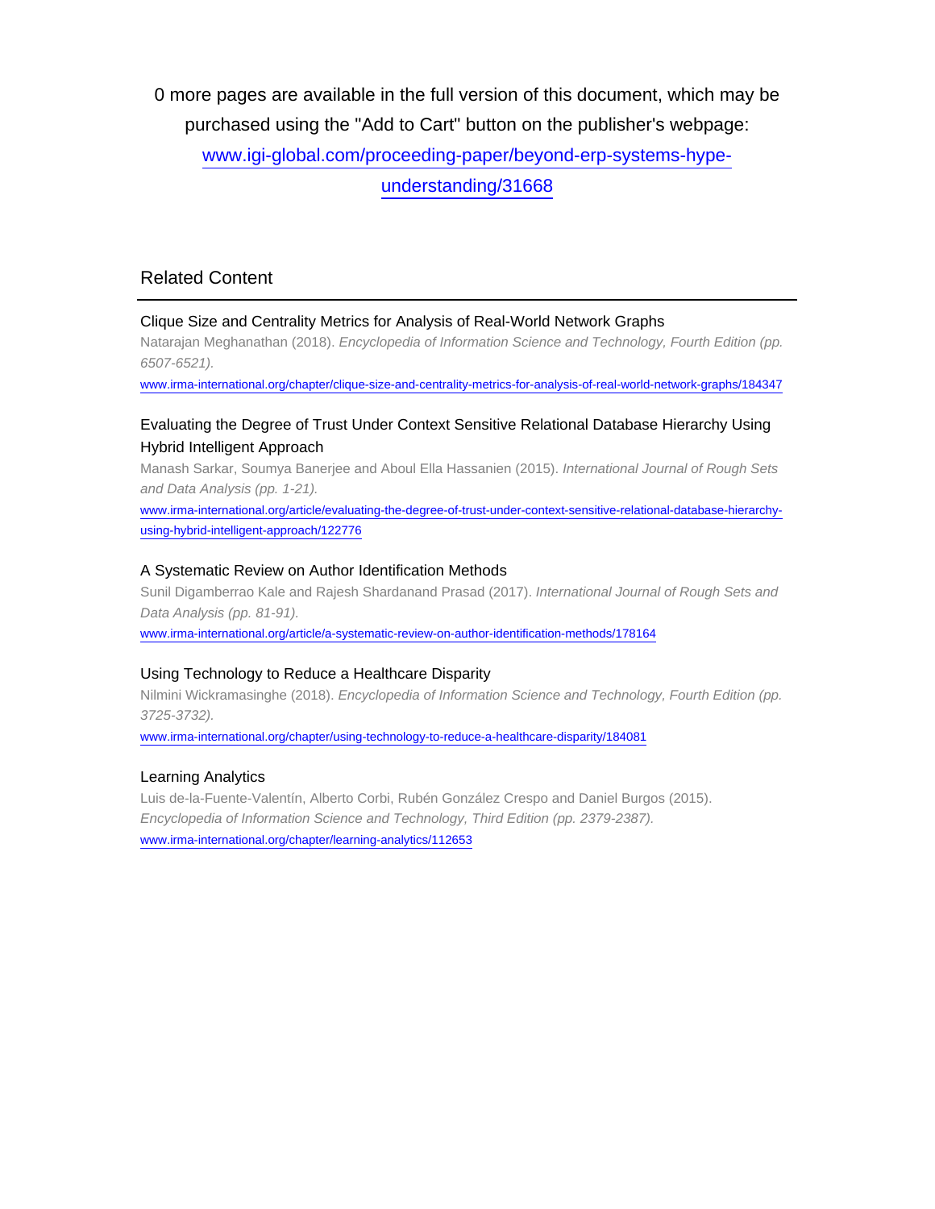0 more pages are available in the full version of this document, which may be purchased using the "Add to Cart" button on the publisher's webpage: www.igi-global.com/proceeding-paper/beyond-erp-systems-hype-understanding/31668

## Related Content

**Clique Size and Centrality Metrics for Analysis of Real-World Network Graphs**
Natarajan Meghanathan (2018). *Encyclopedia of Information Science and Technology, Fourth Edition (pp. 6507-6521).*
www.irma-international.org/chapter/clique-size-and-centrality-metrics-for-analysis-of-real-world-network-graphs/184347

**Evaluating the Degree of Trust Under Context Sensitive Relational Database Hierarchy Using Hybrid Intelligent Approach**
Manash Sarkar, Soumya Banerjee and Aboul Ella Hassanien (2015). *International Journal of Rough Sets and Data Analysis (pp. 1-21).*
www.irma-international.org/article/evaluating-the-degree-of-trust-under-context-sensitive-relational-database-hierarchy-using-hybrid-intelligent-approach/122776

**A Systematic Review on Author Identification Methods**
Sunil Digamberrao Kale and Rajesh Shardanand Prasad (2017). *International Journal of Rough Sets and Data Analysis (pp. 81-91).*
www.irma-international.org/article/a-systematic-review-on-author-identification-methods/178164

**Using Technology to Reduce a Healthcare Disparity**
Nilmini Wickramasinghe (2018). *Encyclopedia of Information Science and Technology, Fourth Edition (pp. 3725-3732).*
www.irma-international.org/chapter/using-technology-to-reduce-a-healthcare-disparity/184081

**Learning Analytics**
Luis de-la-Fuente-Valentín, Alberto Corbi, Rubén González Crespo and Daniel Burgos (2015). *Encyclopedia of Information Science and Technology, Third Edition (pp. 2379-2387).*
www.irma-international.org/chapter/learning-analytics/112653